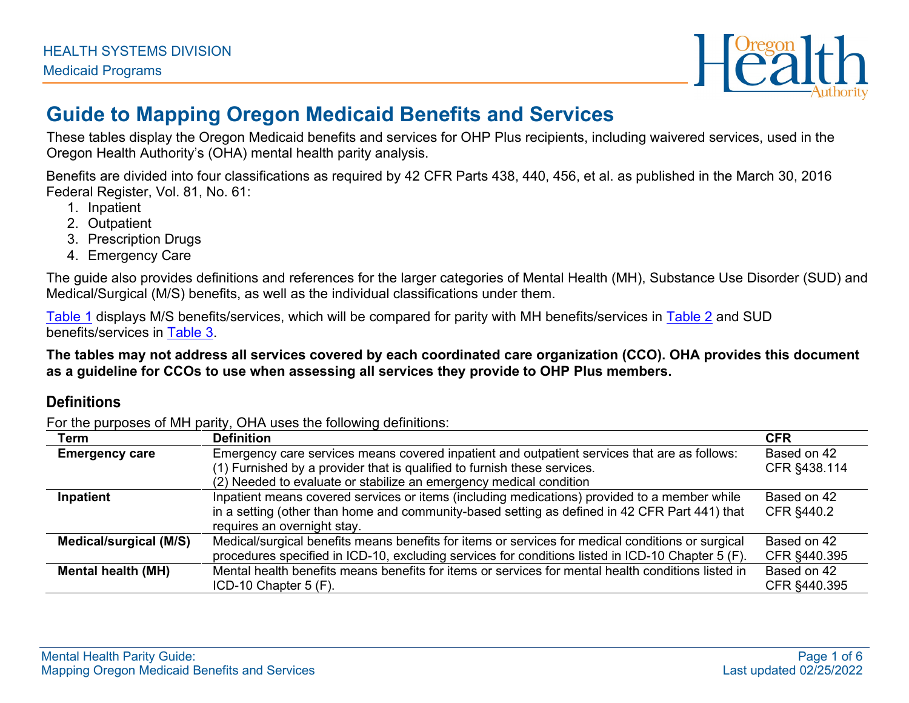HEALTH SYSTEMS DIVISION

Medicaid Programs

# Guide to Mapping Oregon Medicaid Benefits and Services

These tables display the Oregon Medicaid benefits and services for OHP Plus recipients, including waivered services, used in the Oregon Health Authority's (OHA) mental health parity analysis.

Benefits are divided into four classifications as required by 42 CFR Parts 438, 440, 456, et al. as published in the March 30, 2016 Federal Register, Vol. 81, No. 61:

1. Inpatient
2. Outpatient
3. Prescription Drugs
4. Emergency Care

The guide also provides definitions and references for the larger categories of Mental Health (MH), Substance Use Disorder (SUD) and Medical/Surgical (M/S) benefits, as well as the individual classifications under them.

Table 1 displays M/S benefits/services, which will be compared for parity with MH benefits/services in Table 2 and SUD benefits/services in Table 3.

**The tables may not address all services covered by each coordinated care organization (CCO). OHA provides this document as a guideline for CCOs to use when assessing all services they provide to OHP Plus members.**

## Definitions

For the purposes of MH parity, OHA uses the following definitions:

| Term | Definition | CFR |
|---|---|---|
| **Emergency care** | Emergency care services means covered inpatient and outpatient services that are as follows: (1) Furnished by a provider that is qualified to furnish these services. (2) Needed to evaluate or stabilize an emergency medical condition | Based on 42 CFR §438.114 |
| **Inpatient** | Inpatient means covered services or items (including medications) provided to a member while in a setting (other than home and community-based setting as defined in 42 CFR Part 441) that requires an overnight stay. | Based on 42 CFR §440.2 |
| **Medical/surgical (M/S)** | Medical/surgical benefits means benefits for items or services for medical conditions or surgical procedures specified in ICD-10, excluding services for conditions listed in ICD-10 Chapter 5 (F). | Based on 42 CFR §440.395 |
| **Mental health (MH)** | Mental health benefits means benefits for items or services for mental health conditions listed in ICD-10 Chapter 5 (F). | Based on 42 CFR §440.395 |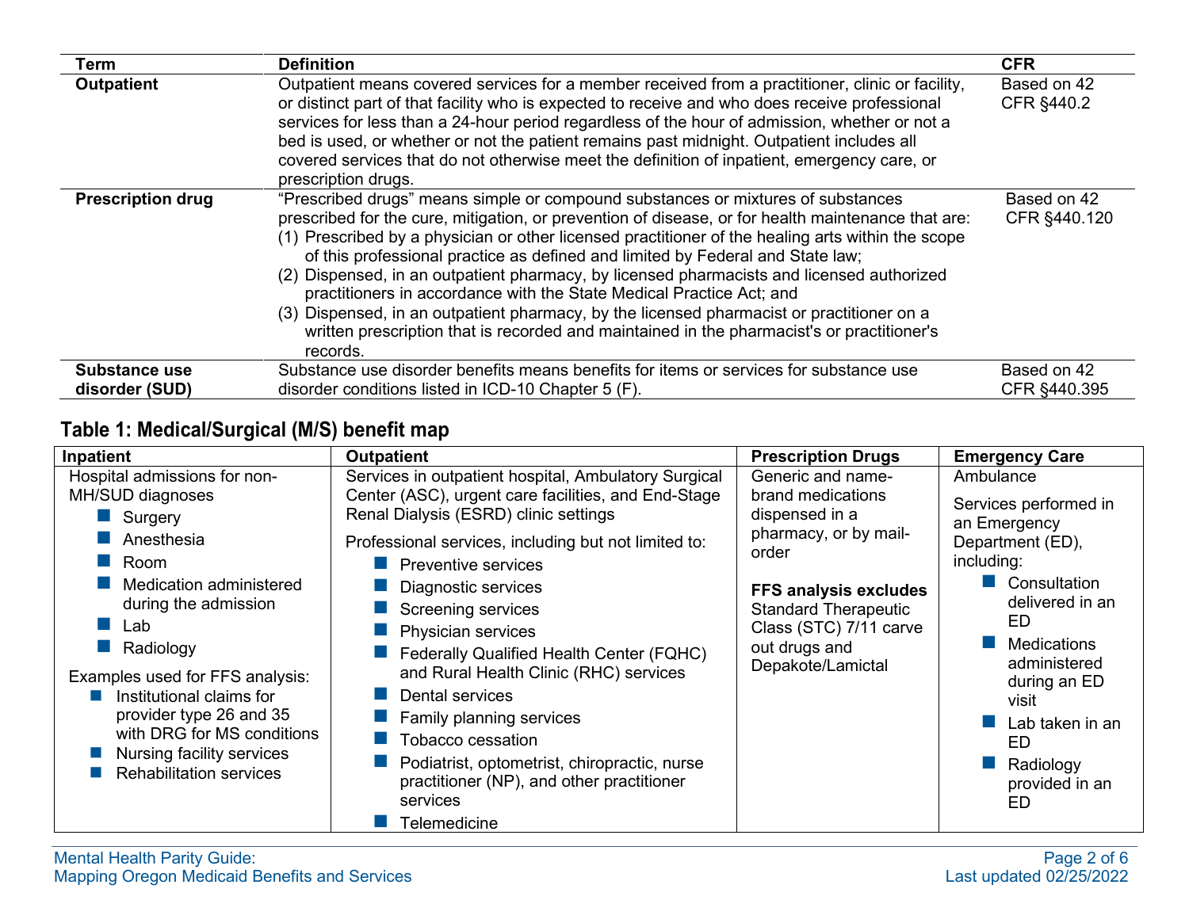| Term | Definition | CFR |
|---|---|---|
| **Outpatient** | Outpatient means covered services for a member received from a practitioner, clinic or facility, or distinct part of that facility who is expected to receive and who does receive professional services for less than a 24-hour period regardless of the hour of admission, whether or not a bed is used, or whether or not the patient remains past midnight. Outpatient includes all covered services that do not otherwise meet the definition of inpatient, emergency care, or prescription drugs. | Based on 42 CFR §440.2 |
| **Prescription drug** | "Prescribed drugs" means simple or compound substances or mixtures of substances prescribed for the cure, mitigation, or prevention of disease, or for health maintenance that are: (1) Prescribed by a physician or other licensed practitioner of the healing arts within the scope of this professional practice as defined and limited by Federal and State law; (2) Dispensed, in an outpatient pharmacy, by licensed pharmacists and licensed authorized practitioners in accordance with the State Medical Practice Act; and (3) Dispensed, in an outpatient pharmacy, by the licensed pharmacist or practitioner on a written prescription that is recorded and maintained in the pharmacist's or practitioner's records. | Based on 42 CFR §440.120 |
| **Substance use disorder (SUD)** | Substance use disorder benefits means benefits for items or services for substance use disorder conditions listed in ICD-10 Chapter 5 (F). | Based on 42 CFR §440.395 |

## Table 1: Medical/Surgical (M/S) benefit map

| Inpatient | Outpatient | Prescription Drugs | Emergency Care |
|---|---|---|---|
| Hospital admissions for non-MH/SUD diagnoses<br>▪ Surgery<br>▪ Anesthesia<br>▪ Room<br>▪ Medication administered during the admission<br>▪ Lab<br>▪ Radiology<br><br>Examples used for FFS analysis:<br>▪ Institutional claims for provider type 26 and 35 with DRG for MS conditions<br>▪ Nursing facility services<br>▪ Rehabilitation services | Services in outpatient hospital, Ambulatory Surgical Center (ASC), urgent care facilities, and End-Stage Renal Dialysis (ESRD) clinic settings<br><br>Professional services, including but not limited to:<br>▪ Preventive services<br>▪ Diagnostic services<br>▪ Screening services<br>▪ Physician services<br>▪ Federally Qualified Health Center (FQHC) and Rural Health Clinic (RHC) services<br>▪ Dental services<br>▪ Family planning services<br>▪ Tobacco cessation<br>▪ Podiatrist, optometrist, chiropractic, nurse practitioner (NP), and other practitioner services<br>▪ Telemedicine | Generic and name-brand medications dispensed in a pharmacy, or by mail-order<br><br>**FFS analysis excludes** Standard Therapeutic Class (STC) 7/11 carve out drugs and Depakote/Lamictal | Ambulance<br><br>Services performed in an Emergency Department (ED), including:<br>▪ Consultation delivered in an ED<br>▪ Medications administered during an ED visit<br>▪ Lab taken in an ED<br>▪ Radiology provided in an ED |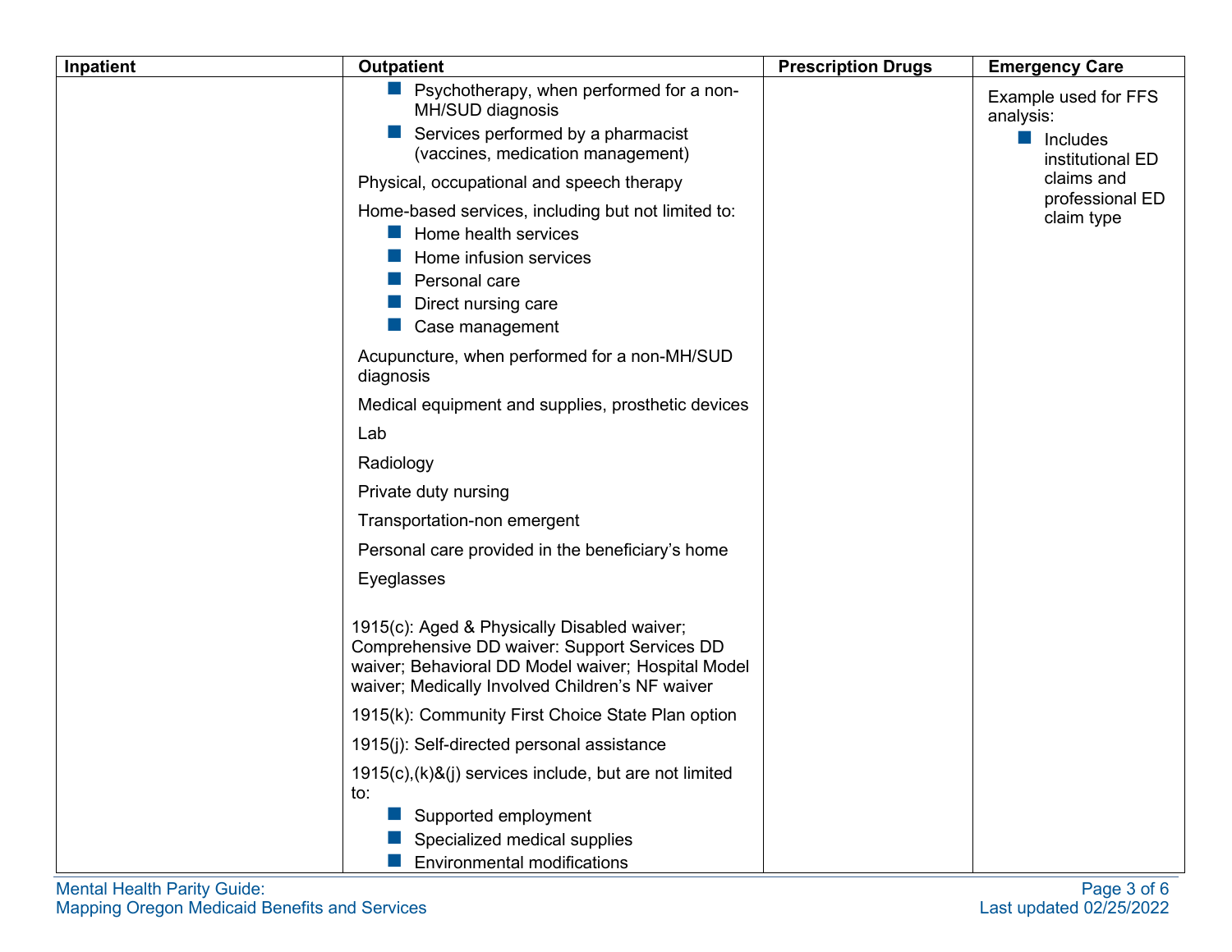| Inpatient | Outpatient | Prescription Drugs | Emergency Care |
|---|---|---|---|
| | - Psychotherapy, when performed for a non-MH/SUD diagnosis<br>- Services performed by a pharmacist (vaccines, medication management)<br><br>Physical, occupational and speech therapy<br><br>Home-based services, including but not limited to:<br>- Home health services<br>- Home infusion services<br>- Personal care<br>- Direct nursing care<br>- Case management<br><br>Acupuncture, when performed for a non-MH/SUD diagnosis<br><br>Medical equipment and supplies, prosthetic devices<br><br>Lab<br><br>Radiology<br><br>Private duty nursing<br><br>Transportation-non emergent<br><br>Personal care provided in the beneficiary's home<br><br>Eyeglasses<br><br>1915(c): Aged & Physically Disabled waiver; Comprehensive DD waiver: Support Services DD waiver; Behavioral DD Model waiver; Hospital Model waiver; Medically Involved Children's NF waiver<br><br>1915(k): Community First Choice State Plan option<br><br>1915(j): Self-directed personal assistance<br><br>1915(c),(k)&(j) services include, but are not limited to:<br>- Supported employment<br>- Specialized medical supplies<br>- Environmental modifications | | Example used for FFS analysis:<br>- Includes institutional ED claims and professional ED claim type |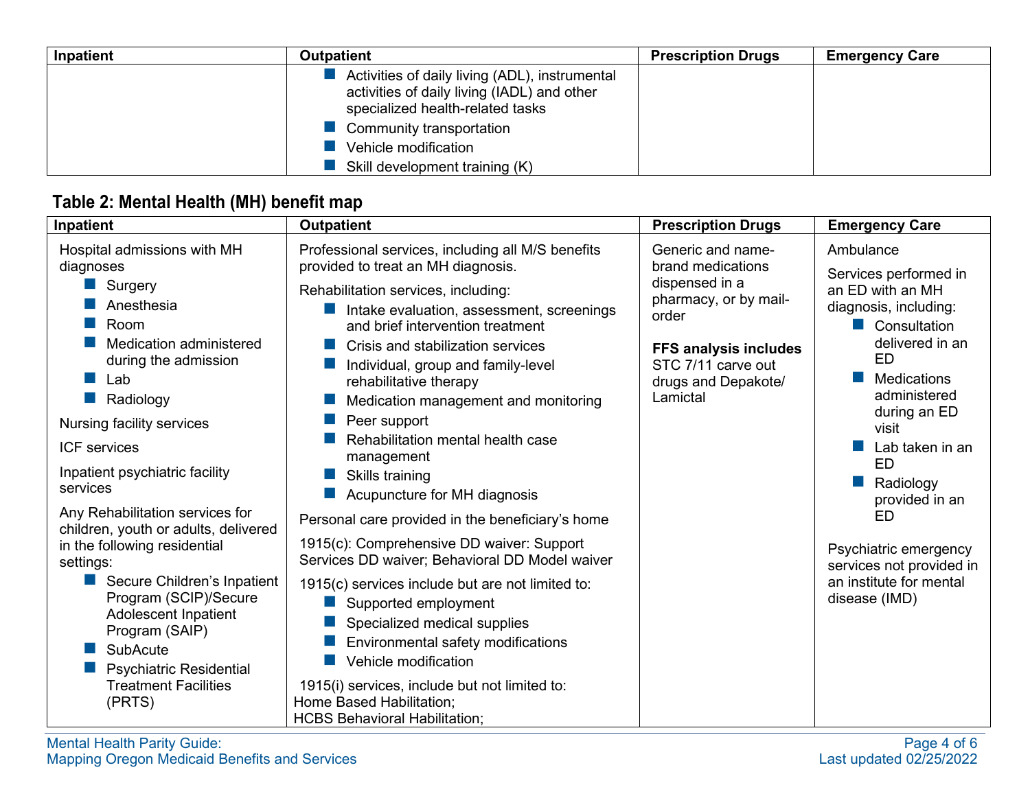| Inpatient | Outpatient | Prescription Drugs | Emergency Care |
|---|---|---|---|
| | ■ Activities of daily living (ADL), instrumental activities of daily living (IADL) and other specialized health-related tasks<br>■ Community transportation<br>■ Vehicle modification<br>■ Skill development training (K) | | |

## Table 2: Mental Health (MH) benefit map

| Inpatient | Outpatient | Prescription Drugs | Emergency Care |
|---|---|---|---|
| Hospital admissions with MH diagnoses<br>■ Surgery<br>■ Anesthesia<br>■ Room<br>■ Medication administered during the admission<br>■ Lab<br>■ Radiology<br><br>Nursing facility services<br><br>ICF services<br><br>Inpatient psychiatric facility services<br><br>Any Rehabilitation services for children, youth or adults, delivered in the following residential settings:<br>■ Secure Children's Inpatient Program (SCIP)/Secure Adolescent Inpatient Program (SAIP)<br>■ SubAcute<br>■ Psychiatric Residential Treatment Facilities (PRTS) | Professional services, including all M/S benefits provided to treat an MH diagnosis.<br><br>Rehabilitation services, including:<br>■ Intake evaluation, assessment, screenings and brief intervention treatment<br>■ Crisis and stabilization services<br>■ Individual, group and family-level rehabilitative therapy<br>■ Medication management and monitoring<br>■ Peer support<br>■ Rehabilitation mental health case management<br>■ Skills training<br>■ Acupuncture for MH diagnosis<br><br>Personal care provided in the beneficiary's home<br><br>1915(c): Comprehensive DD waiver: Support Services DD waiver; Behavioral DD Model waiver<br><br>1915(c) services include but are not limited to:<br>■ Supported employment<br>■ Specialized medical supplies<br>■ Environmental safety modifications<br>■ Vehicle modification<br><br>1915(i) services, include but not limited to:<br>Home Based Habilitation;<br>HCBS Behavioral Habilitation; | Generic and name-brand medications dispensed in a pharmacy, or by mail-order<br><br>**FFS analysis includes** STC 7/11 carve out drugs and Depakote/ Lamictal | Ambulance<br><br>Services performed in an ED with an MH diagnosis, including:<br>■ Consultation delivered in an ED<br>■ Medications administered during an ED visit<br>■ Lab taken in an ED<br>■ Radiology provided in an ED<br><br>Psychiatric emergency services not provided in an institute for mental disease (IMD) |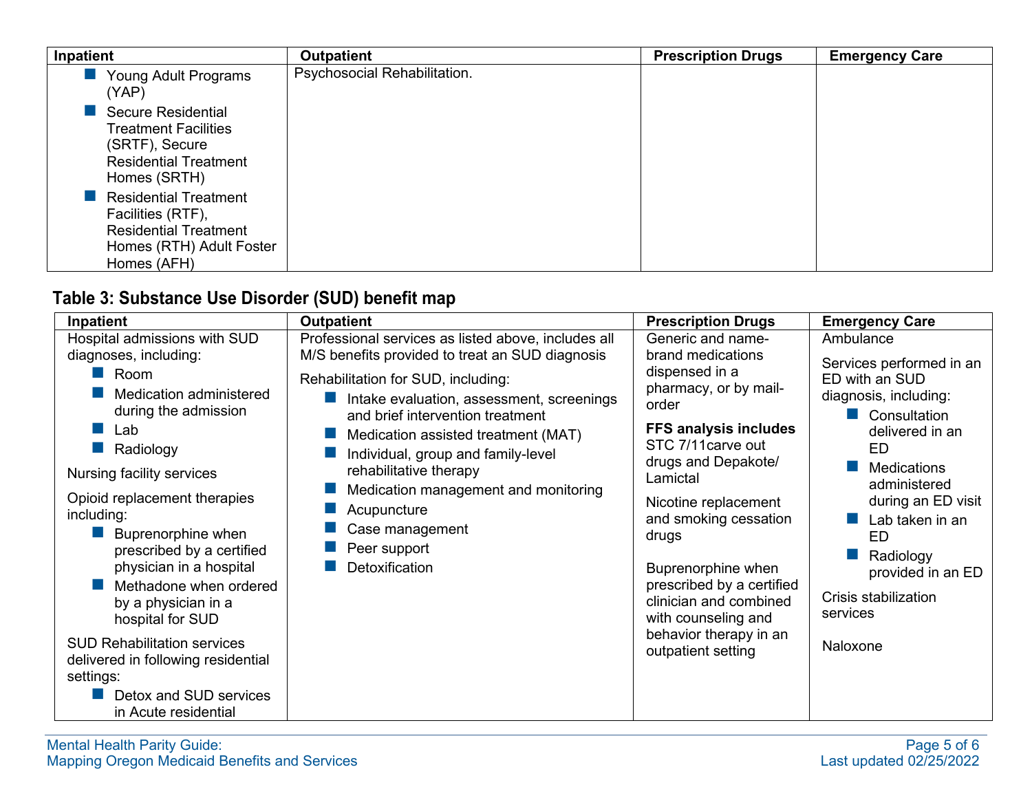| Inpatient | Outpatient | Prescription Drugs | Emergency Care |
|---|---|---|---|
| - Young Adult Programs (YAP)<br>- Secure Residential Treatment Facilities (SRTF), Secure Residential Treatment Homes (SRTH)<br>- Residential Treatment Facilities (RTF), Residential Treatment Homes (RTH) Adult Foster Homes (AFH) | Psychosocial Rehabilitation. | | |

## Table 3: Substance Use Disorder (SUD) benefit map

| Inpatient | Outpatient | Prescription Drugs | Emergency Care |
|---|---|---|---|
| Hospital admissions with SUD diagnoses, including:<br>- Room<br>- Medication administered during the admission<br>- Lab<br>- Radiology<br><br>Nursing facility services<br><br>Opioid replacement therapies including:<br>- Buprenorphine when prescribed by a certified physician in a hospital<br>- Methadone when ordered by a physician in a hospital for SUD<br><br>SUD Rehabilitation services delivered in following residential settings:<br>- Detox and SUD services in Acute residential | Professional services as listed above, includes all M/S benefits provided to treat an SUD diagnosis<br><br>Rehabilitation for SUD, including:<br>- Intake evaluation, assessment, screenings and brief intervention treatment<br>- Medication assisted treatment (MAT)<br>- Individual, group and family-level rehabilitative therapy<br>- Medication management and monitoring<br>- Acupuncture<br>- Case management<br>- Peer support<br>- Detoxification | Generic and name-brand medications dispensed in a pharmacy, or by mail-order<br><br>**FFS analysis includes** STC 7/11carve out drugs and Depakote/ Lamictal<br><br>Nicotine replacement and smoking cessation drugs<br><br>Buprenorphine when prescribed by a certified clinician and combined with counseling and behavior therapy in an outpatient setting | Ambulance<br><br>Services performed in an ED with an SUD diagnosis, including:<br>- Consultation delivered in an ED<br>- Medications administered during an ED visit<br>- Lab taken in an ED<br>- Radiology provided in an ED<br><br>Crisis stabilization services<br><br>Naloxone |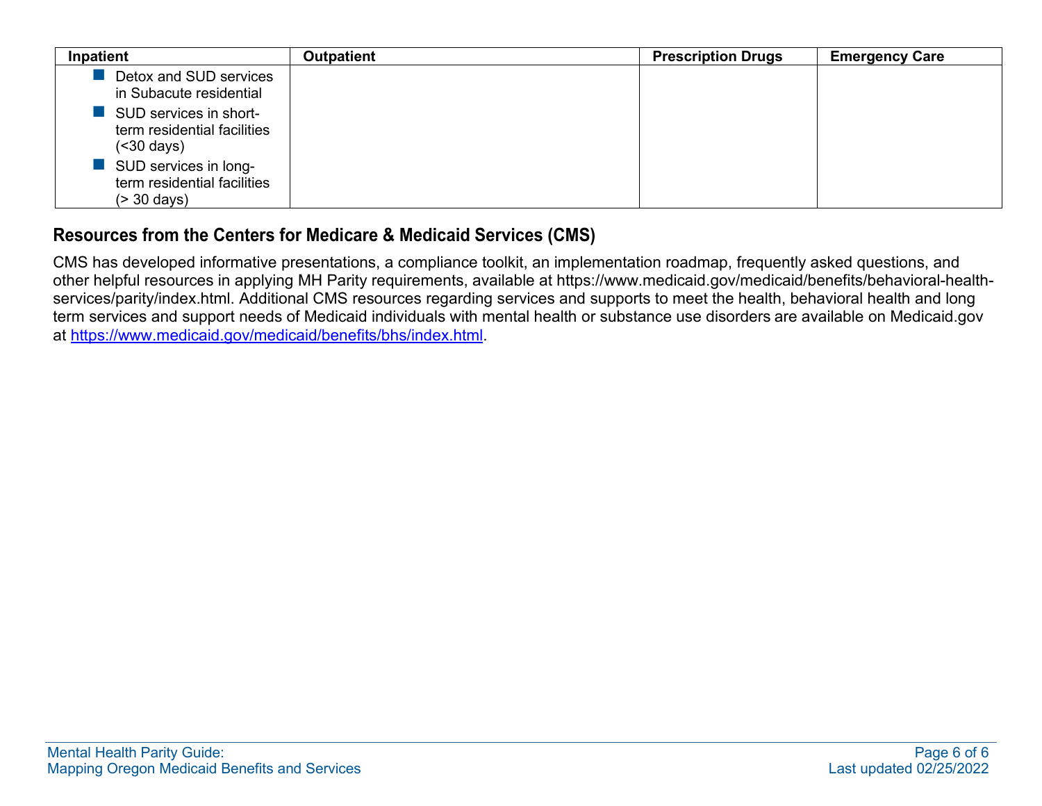| Inpatient | Outpatient | Prescription Drugs | Emergency Care |
|---|---|---|---|
| <ul><li>Detox and SUD services in Subacute residential</li><li>SUD services in short-term residential facilities (<30 days)</li><li>SUD services in long-term residential facilities (> 30 days)</li></ul> | | | |

## Resources from the Centers for Medicare & Medicaid Services (CMS)

CMS has developed informative presentations, a compliance toolkit, an implementation roadmap, frequently asked questions, and other helpful resources in applying MH Parity requirements, available at https://www.medicaid.gov/medicaid/benefits/behavioral-health-services/parity/index.html. Additional CMS resources regarding services and supports to meet the health, behavioral health and long term services and support needs of Medicaid individuals with mental health or substance use disorders are available on Medicaid.gov at [https://www.medicaid.gov/medicaid/benefits/bhs/index.html](https://www.medicaid.gov/medicaid/benefits/bhs/index.html).